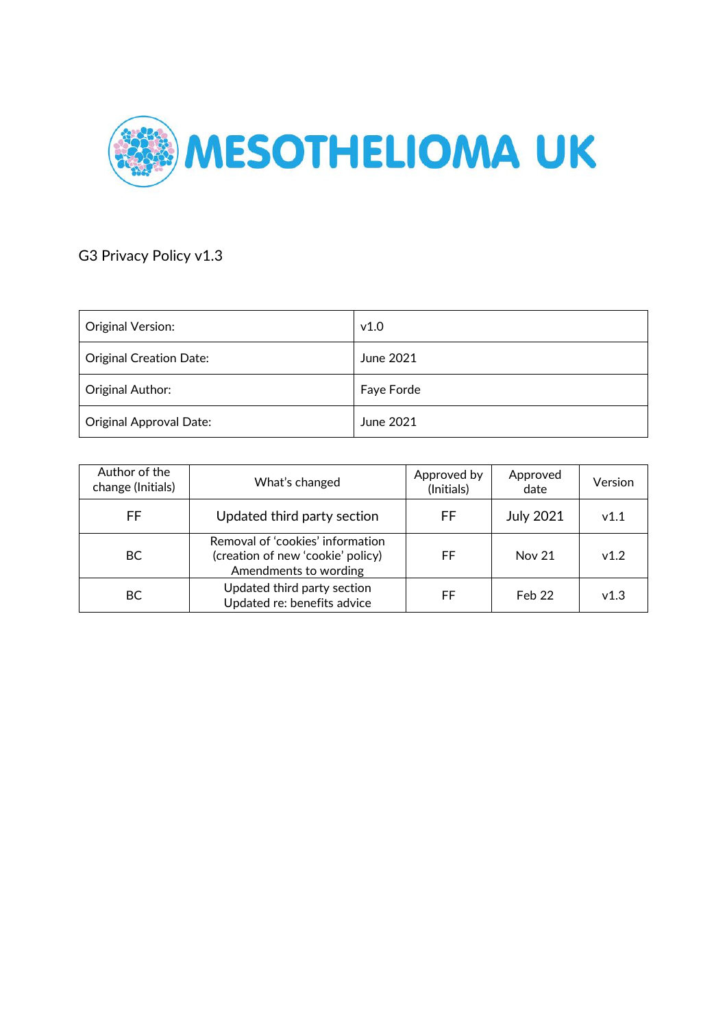MESOTHELIOMA UK

G3 Privacy Policy v1.3

| Original Version: | v1.0 |
|---|---|
| Original Creation Date: | June 2021 |
| Original Author: | Faye Forde |
| Original Approval Date: | June 2021 |

| Author of the change (Initials) | What's changed | Approved by (Initials) | Approved date | Version |
|---|---|---|---|---|
| FF | Updated third party section | FF | July 2021 | v1.1 |
| BC | Removal of 'cookies' information (creation of new 'cookie' policy) Amendments to wording | FF | Nov 21 | v1.2 |
| BC | Updated third party section Updated re: benefits advice | FF | Feb 22 | v1.3 |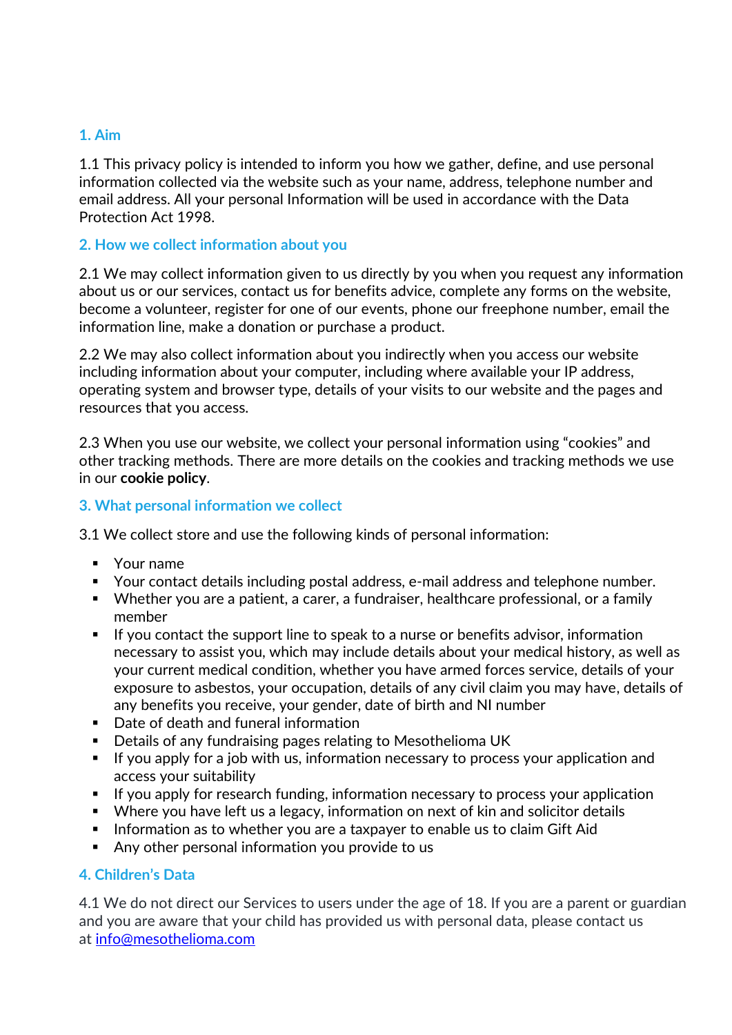## 1. Aim

1.1 This privacy policy is intended to inform you how we gather, define, and use personal information collected via the website such as your name, address, telephone number and email address. All your personal Information will be used in accordance with the Data Protection Act 1998.

## 2. How we collect information about you

2.1 We may collect information given to us directly by you when you request any information about us or our services, contact us for benefits advice, complete any forms on the website, become a volunteer, register for one of our events, phone our freephone number, email the information line, make a donation or purchase a product.

2.2 We may also collect information about you indirectly when you access our website including information about your computer, including where available your IP address, operating system and browser type, details of your visits to our website and the pages and resources that you access.

2.3 When you use our website, we collect your personal information using "cookies" and other tracking methods. There are more details on the cookies and tracking methods we use in our **cookie policy**.

## 3. What personal information we collect

3.1 We collect store and use the following kinds of personal information:

- Your name
- Your contact details including postal address, e-mail address and telephone number.
- Whether you are a patient, a carer, a fundraiser, healthcare professional, or a family member
- If you contact the support line to speak to a nurse or benefits advisor, information necessary to assist you, which may include details about your medical history, as well as your current medical condition, whether you have armed forces service, details of your exposure to asbestos, your occupation, details of any civil claim you may have, details of any benefits you receive, your gender, date of birth and NI number
- Date of death and funeral information
- Details of any fundraising pages relating to Mesothelioma UK
- If you apply for a job with us, information necessary to process your application and access your suitability
- If you apply for research funding, information necessary to process your application
- Where you have left us a legacy, information on next of kin and solicitor details
- Information as to whether you are a taxpayer to enable us to claim Gift Aid
- Any other personal information you provide to us

## 4. Children's Data

4.1 We do not direct our Services to users under the age of 18. If you are a parent or guardian and you are aware that your child has provided us with personal data, please contact us at info@mesothelioma.com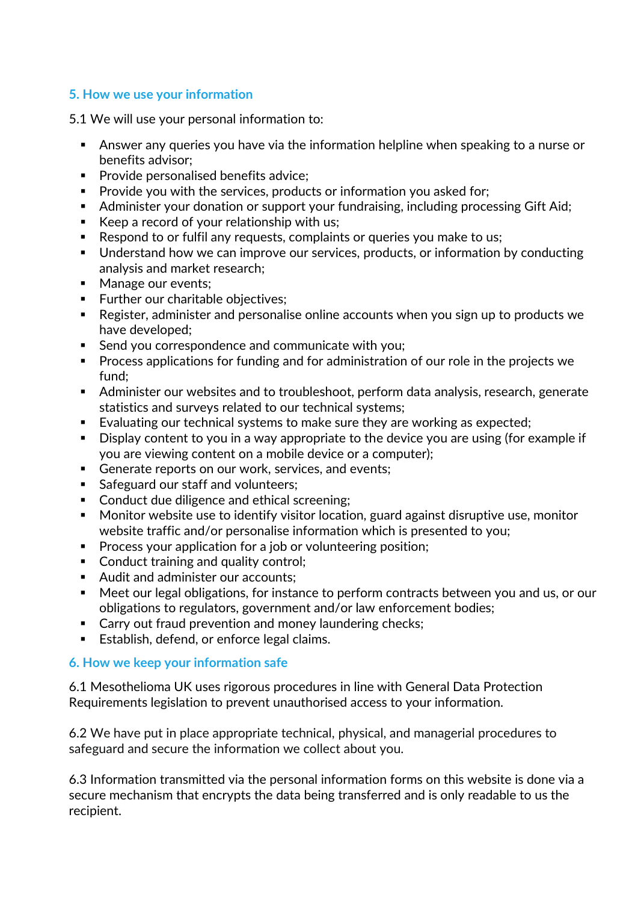## 5. How we use your information

5.1 We will use your personal information to:

- Answer any queries you have via the information helpline when speaking to a nurse or benefits advisor;
- Provide personalised benefits advice;
- Provide you with the services, products or information you asked for;
- Administer your donation or support your fundraising, including processing Gift Aid;
- Keep a record of your relationship with us;
- Respond to or fulfil any requests, complaints or queries you make to us;
- Understand how we can improve our services, products, or information by conducting analysis and market research;
- Manage our events;
- Further our charitable objectives;
- Register, administer and personalise online accounts when you sign up to products we have developed;
- Send you correspondence and communicate with you;
- Process applications for funding and for administration of our role in the projects we fund;
- Administer our websites and to troubleshoot, perform data analysis, research, generate statistics and surveys related to our technical systems;
- Evaluating our technical systems to make sure they are working as expected;
- Display content to you in a way appropriate to the device you are using (for example if you are viewing content on a mobile device or a computer);
- Generate reports on our work, services, and events;
- Safeguard our staff and volunteers;
- Conduct due diligence and ethical screening;
- Monitor website use to identify visitor location, guard against disruptive use, monitor website traffic and/or personalise information which is presented to you;
- Process your application for a job or volunteering position;
- Conduct training and quality control;
- Audit and administer our accounts;
- Meet our legal obligations, for instance to perform contracts between you and us, or our obligations to regulators, government and/or law enforcement bodies;
- Carry out fraud prevention and money laundering checks;
- Establish, defend, or enforce legal claims.

## 6. How we keep your information safe

6.1 Mesothelioma UK uses rigorous procedures in line with General Data Protection Requirements legislation to prevent unauthorised access to your information.

6.2 We have put in place appropriate technical, physical, and managerial procedures to safeguard and secure the information we collect about you.

6.3 Information transmitted via the personal information forms on this website is done via a secure mechanism that encrypts the data being transferred and is only readable to us the recipient.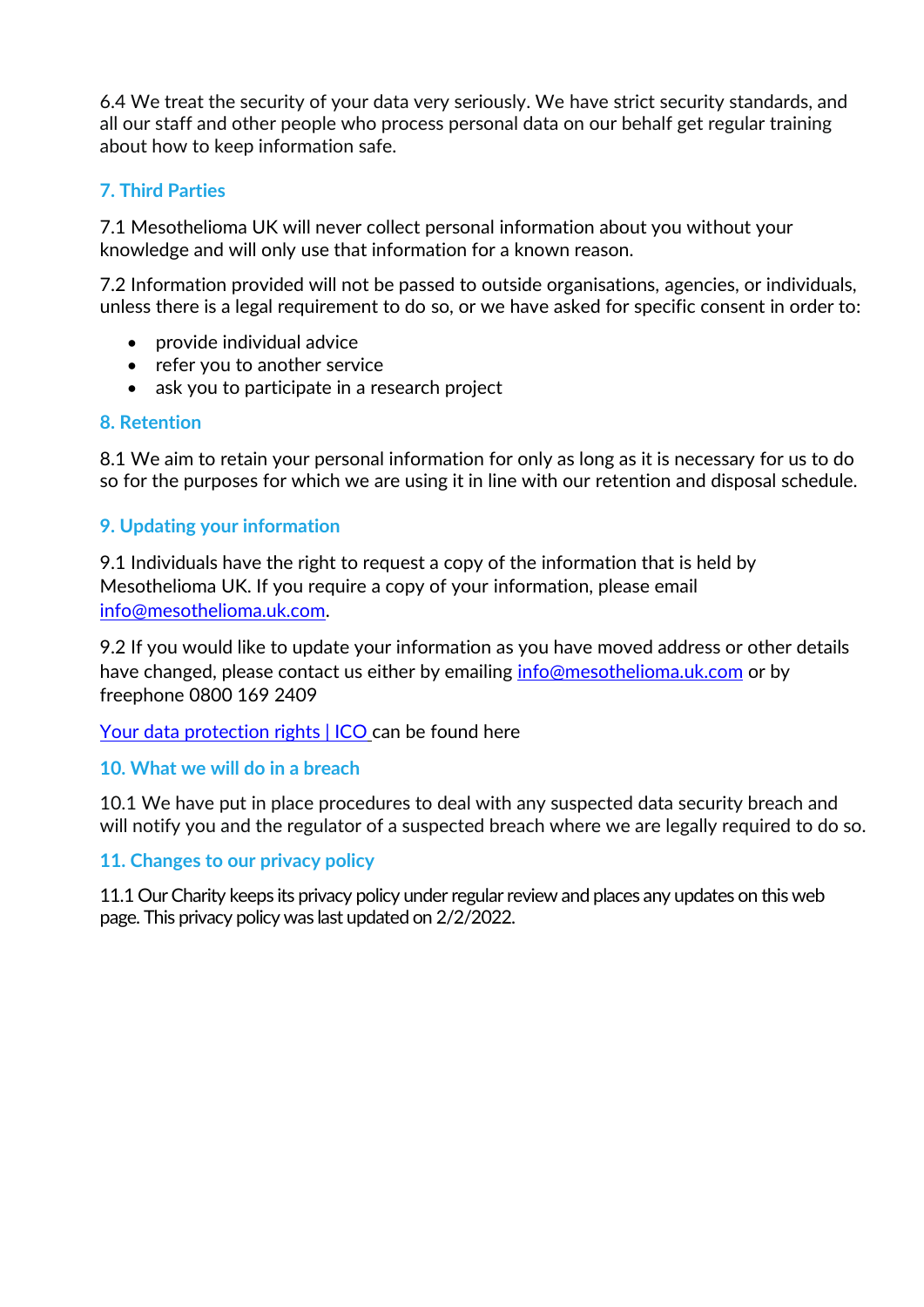6.4 We treat the security of your data very seriously. We have strict security standards, and all our staff and other people who process personal data on our behalf get regular training about how to keep information safe.

## 7. Third Parties

7.1 Mesothelioma UK will never collect personal information about you without your knowledge and will only use that information for a known reason.

7.2 Information provided will not be passed to outside organisations, agencies, or individuals, unless there is a legal requirement to do so, or we have asked for specific consent in order to:

- provide individual advice
- refer you to another service
- ask you to participate in a research project

## 8. Retention

8.1 We aim to retain your personal information for only as long as it is necessary for us to do so for the purposes for which we are using it in line with our retention and disposal schedule.

## 9. Updating your information

9.1 Individuals have the right to request a copy of the information that is held by Mesothelioma UK. If you require a copy of your information, please email info@mesothelioma.uk.com.

9.2 If you would like to update your information as you have moved address or other details have changed, please contact us either by emailing info@mesothelioma.uk.com or by freephone 0800 169 2409

Your data protection rights | ICO can be found here

## 10. What we will do in a breach

10.1 We have put in place procedures to deal with any suspected data security breach and will notify you and the regulator of a suspected breach where we are legally required to do so.

## 11. Changes to our privacy policy

11.1 Our Charity keeps its privacy policy under regular review and places any updates on this web page. This privacy policy was last updated on 2/2/2022.